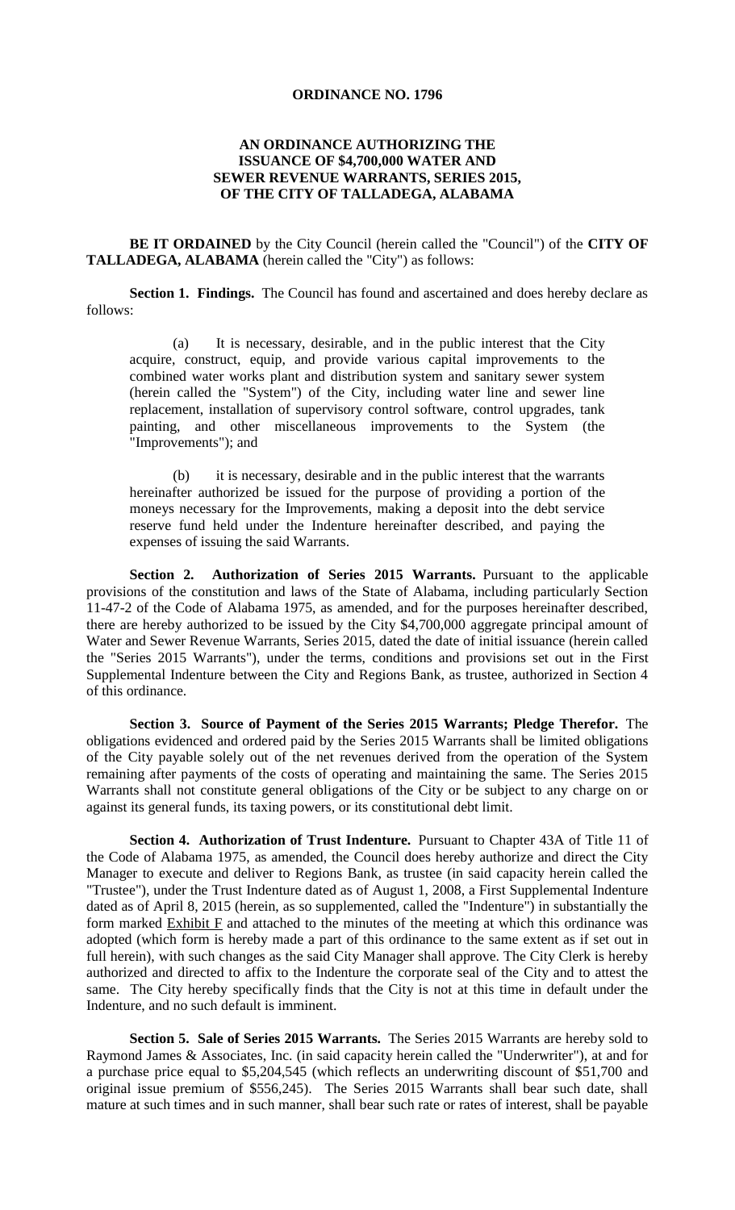**ORDINANCE NO. 1796**

**AN ORDINANCE AUTHORIZING THE ISSUANCE OF $4,700,000 WATER AND SEWER REVENUE WARRANTS, SERIES 2015, OF THE CITY OF TALLADEGA, ALABAMA**

**BE IT ORDAINED** by the City Council (herein called the "Council") of the **CITY OF TALLADEGA, ALABAMA** (herein called the "City") as follows:

**Section 1. Findings.** The Council has found and ascertained and does hereby declare as follows:

(a) It is necessary, desirable, and in the public interest that the City acquire, construct, equip, and provide various capital improvements to the combined water works plant and distribution system and sanitary sewer system (herein called the "System") of the City, including water line and sewer line replacement, installation of supervisory control software, control upgrades, tank painting, and other miscellaneous improvements to the System (the "Improvements"); and

(b) it is necessary, desirable and in the public interest that the warrants hereinafter authorized be issued for the purpose of providing a portion of the moneys necessary for the Improvements, making a deposit into the debt service reserve fund held under the Indenture hereinafter described, and paying the expenses of issuing the said Warrants.

**Section 2. Authorization of Series 2015 Warrants.** Pursuant to the applicable provisions of the constitution and laws of the State of Alabama, including particularly Section 11-47-2 of the Code of Alabama 1975, as amended, and for the purposes hereinafter described, there are hereby authorized to be issued by the City $4,700,000 aggregate principal amount of Water and Sewer Revenue Warrants, Series 2015, dated the date of initial issuance (herein called the "Series 2015 Warrants"), under the terms, conditions and provisions set out in the First Supplemental Indenture between the City and Regions Bank, as trustee, authorized in Section 4 of this ordinance.

**Section 3. Source of Payment of the Series 2015 Warrants; Pledge Therefor.** The obligations evidenced and ordered paid by the Series 2015 Warrants shall be limited obligations of the City payable solely out of the net revenues derived from the operation of the System remaining after payments of the costs of operating and maintaining the same. The Series 2015 Warrants shall not constitute general obligations of the City or be subject to any charge on or against its general funds, its taxing powers, or its constitutional debt limit.

**Section 4. Authorization of Trust Indenture.** Pursuant to Chapter 43A of Title 11 of the Code of Alabama 1975, as amended, the Council does hereby authorize and direct the City Manager to execute and deliver to Regions Bank, as trustee (in said capacity herein called the "Trustee"), under the Trust Indenture dated as of August 1, 2008, a First Supplemental Indenture dated as of April 8, 2015 (herein, as so supplemented, called the "Indenture") in substantially the form marked Exhibit F and attached to the minutes of the meeting at which this ordinance was adopted (which form is hereby made a part of this ordinance to the same extent as if set out in full herein), with such changes as the said City Manager shall approve. The City Clerk is hereby authorized and directed to affix to the Indenture the corporate seal of the City and to attest the same. The City hereby specifically finds that the City is not at this time in default under the Indenture, and no such default is imminent.

**Section 5. Sale of Series 2015 Warrants.** The Series 2015 Warrants are hereby sold to Raymond James & Associates, Inc. (in said capacity herein called the "Underwriter"), at and for a purchase price equal to $5,204,545 (which reflects an underwriting discount of $51,700 and original issue premium of $556,245). The Series 2015 Warrants shall bear such date, shall mature at such times and in such manner, shall bear such rate or rates of interest, shall be payable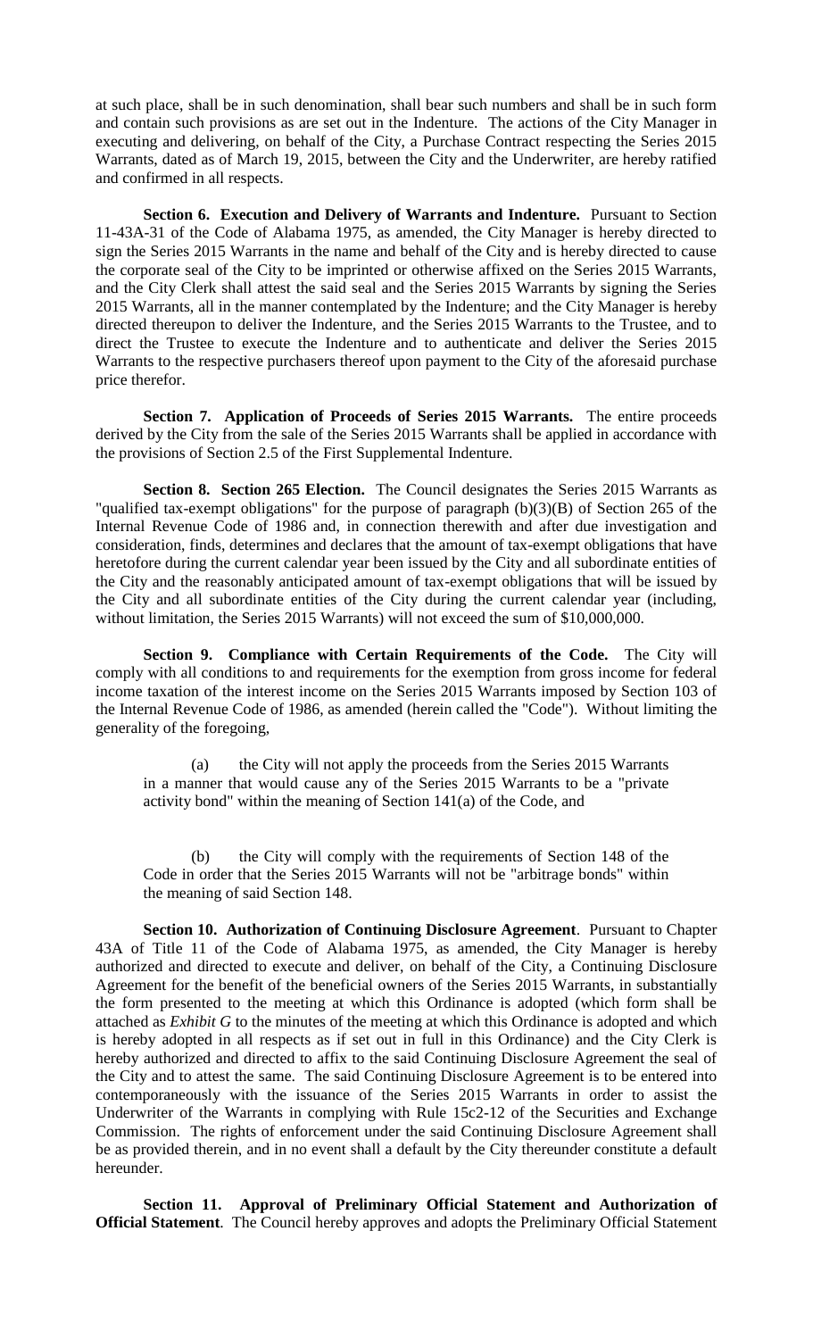at such place, shall be in such denomination, shall bear such numbers and shall be in such form and contain such provisions as are set out in the Indenture. The actions of the City Manager in executing and delivering, on behalf of the City, a Purchase Contract respecting the Series 2015 Warrants, dated as of March 19, 2015, between the City and the Underwriter, are hereby ratified and confirmed in all respects.

**Section 6. Execution and Delivery of Warrants and Indenture.** Pursuant to Section 11-43A-31 of the Code of Alabama 1975, as amended, the City Manager is hereby directed to sign the Series 2015 Warrants in the name and behalf of the City and is hereby directed to cause the corporate seal of the City to be imprinted or otherwise affixed on the Series 2015 Warrants, and the City Clerk shall attest the said seal and the Series 2015 Warrants by signing the Series 2015 Warrants, all in the manner contemplated by the Indenture; and the City Manager is hereby directed thereupon to deliver the Indenture, and the Series 2015 Warrants to the Trustee, and to direct the Trustee to execute the Indenture and to authenticate and deliver the Series 2015 Warrants to the respective purchasers thereof upon payment to the City of the aforesaid purchase price therefor.

**Section 7. Application of Proceeds of Series 2015 Warrants.** The entire proceeds derived by the City from the sale of the Series 2015 Warrants shall be applied in accordance with the provisions of Section 2.5 of the First Supplemental Indenture.

**Section 8. Section 265 Election.** The Council designates the Series 2015 Warrants as "qualified tax-exempt obligations" for the purpose of paragraph (b)(3)(B) of Section 265 of the Internal Revenue Code of 1986 and, in connection therewith and after due investigation and consideration, finds, determines and declares that the amount of tax-exempt obligations that have heretofore during the current calendar year been issued by the City and all subordinate entities of the City and the reasonably anticipated amount of tax-exempt obligations that will be issued by the City and all subordinate entities of the City during the current calendar year (including, without limitation, the Series 2015 Warrants) will not exceed the sum of $10,000,000.

**Section 9. Compliance with Certain Requirements of the Code.** The City will comply with all conditions to and requirements for the exemption from gross income for federal income taxation of the interest income on the Series 2015 Warrants imposed by Section 103 of the Internal Revenue Code of 1986, as amended (herein called the "Code"). Without limiting the generality of the foregoing,

> (a) the City will not apply the proceeds from the Series 2015 Warrants in a manner that would cause any of the Series 2015 Warrants to be a "private activity bond" within the meaning of Section 141(a) of the Code, and
>
> (b) the City will comply with the requirements of Section 148 of the Code in order that the Series 2015 Warrants will not be "arbitrage bonds" within the meaning of said Section 148.

**Section 10. Authorization of Continuing Disclosure Agreement**. Pursuant to Chapter 43A of Title 11 of the Code of Alabama 1975, as amended, the City Manager is hereby authorized and directed to execute and deliver, on behalf of the City, a Continuing Disclosure Agreement for the benefit of the beneficial owners of the Series 2015 Warrants, in substantially the form presented to the meeting at which this Ordinance is adopted (which form shall be attached as *Exhibit G* to the minutes of the meeting at which this Ordinance is adopted and which is hereby adopted in all respects as if set out in full in this Ordinance) and the City Clerk is hereby authorized and directed to affix to the said Continuing Disclosure Agreement the seal of the City and to attest the same. The said Continuing Disclosure Agreement is to be entered into contemporaneously with the issuance of the Series 2015 Warrants in order to assist the Underwriter of the Warrants in complying with Rule 15c2-12 of the Securities and Exchange Commission. The rights of enforcement under the said Continuing Disclosure Agreement shall be as provided therein, and in no event shall a default by the City thereunder constitute a default hereunder.

**Section 11. Approval of Preliminary Official Statement and Authorization of Official Statement**. The Council hereby approves and adopts the Preliminary Official Statement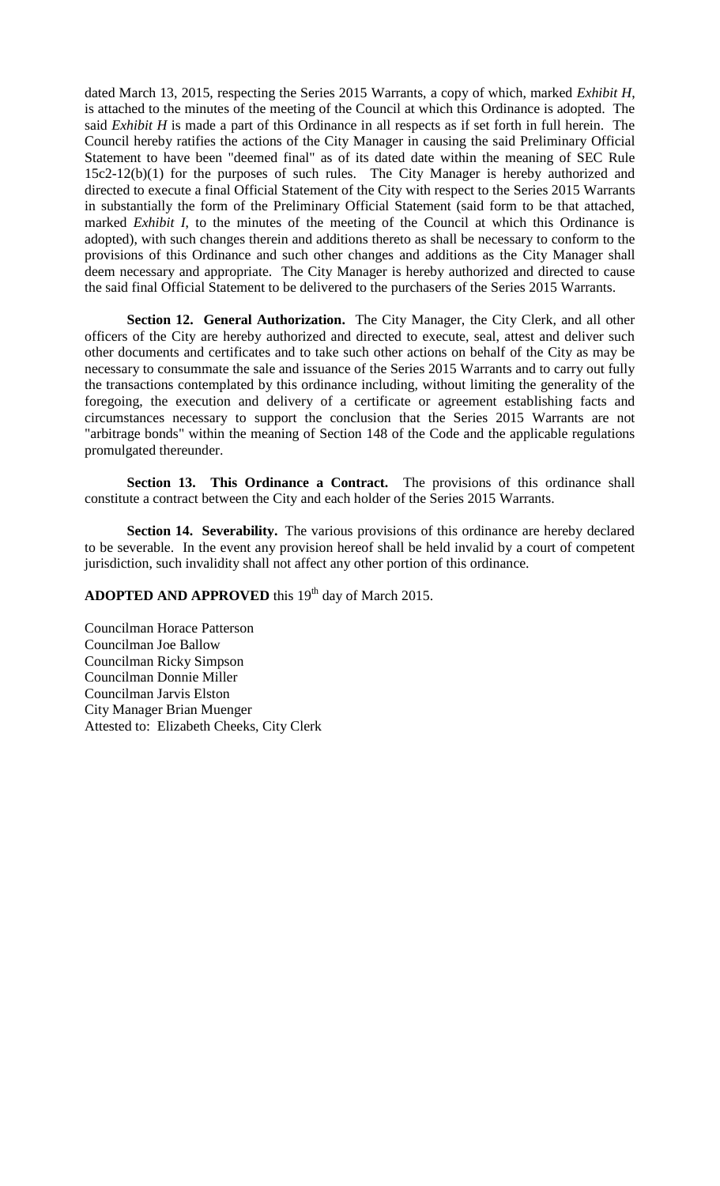dated March 13, 2015, respecting the Series 2015 Warrants, a copy of which, marked *Exhibit H*, is attached to the minutes of the meeting of the Council at which this Ordinance is adopted. The said *Exhibit H* is made a part of this Ordinance in all respects as if set forth in full herein. The Council hereby ratifies the actions of the City Manager in causing the said Preliminary Official Statement to have been "deemed final" as of its dated date within the meaning of SEC Rule 15c2-12(b)(1) for the purposes of such rules. The City Manager is hereby authorized and directed to execute a final Official Statement of the City with respect to the Series 2015 Warrants in substantially the form of the Preliminary Official Statement (said form to be that attached, marked *Exhibit I*, to the minutes of the meeting of the Council at which this Ordinance is adopted), with such changes therein and additions thereto as shall be necessary to conform to the provisions of this Ordinance and such other changes and additions as the City Manager shall deem necessary and appropriate. The City Manager is hereby authorized and directed to cause the said final Official Statement to be delivered to the purchasers of the Series 2015 Warrants.

**Section 12. General Authorization.** The City Manager, the City Clerk, and all other officers of the City are hereby authorized and directed to execute, seal, attest and deliver such other documents and certificates and to take such other actions on behalf of the City as may be necessary to consummate the sale and issuance of the Series 2015 Warrants and to carry out fully the transactions contemplated by this ordinance including, without limiting the generality of the foregoing, the execution and delivery of a certificate or agreement establishing facts and circumstances necessary to support the conclusion that the Series 2015 Warrants are not "arbitrage bonds" within the meaning of Section 148 of the Code and the applicable regulations promulgated thereunder.

**Section 13. This Ordinance a Contract.** The provisions of this ordinance shall constitute a contract between the City and each holder of the Series 2015 Warrants.

**Section 14. Severability.** The various provisions of this ordinance are hereby declared to be severable. In the event any provision hereof shall be held invalid by a court of competent jurisdiction, such invalidity shall not affect any other portion of this ordinance.

**ADOPTED AND APPROVED** this 19th day of March 2015.

Councilman Horace Patterson
Councilman Joe Ballow
Councilman Ricky Simpson
Councilman Donnie Miller
Councilman Jarvis Elston
City Manager Brian Muenger
Attested to: Elizabeth Cheeks, City Clerk